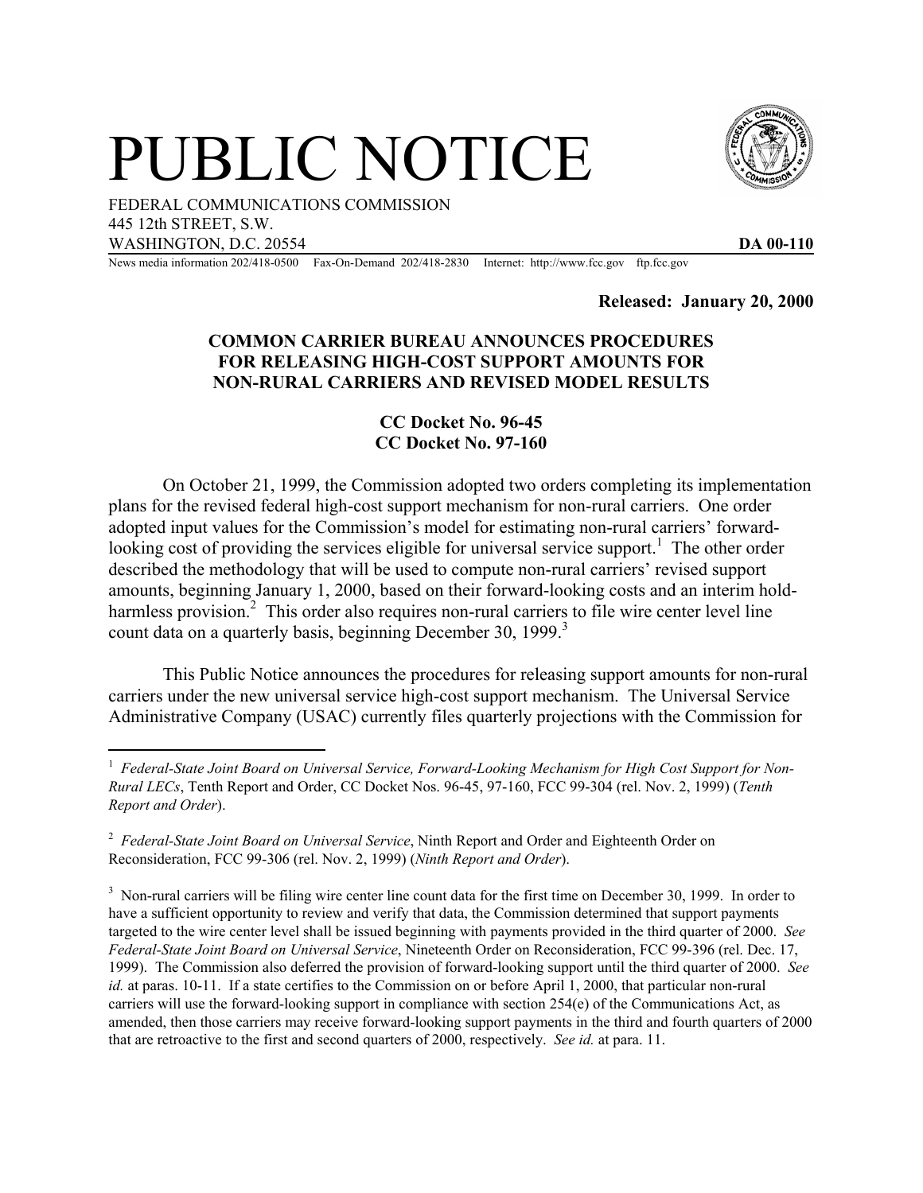# PUBLIC NOTICE

FEDERAL COMMUNICATIONS COMMISSION
445 12th STREET, S.W.
WASHINGTON, D.C. 20554 **DA 00-110**

News media information 202/418-0500 Fax-On-Demand 202/418-2830 Internet: http://www.fcc.gov ftp.fcc.gov

**Released: January 20, 2000**

**COMMON CARRIER BUREAU ANNOUNCES PROCEDURES FOR RELEASING HIGH-COST SUPPORT AMOUNTS FOR NON-RURAL CARRIERS AND REVISED MODEL RESULTS**

**CC Docket No. 96-45**
**CC Docket No. 97-160**

On October 21, 1999, the Commission adopted two orders completing its implementation plans for the revised federal high-cost support mechanism for non-rural carriers. One order adopted input values for the Commission's model for estimating non-rural carriers' forward-looking cost of providing the services eligible for universal service support.[1] The other order described the methodology that will be used to compute non-rural carriers' revised support amounts, beginning January 1, 2000, based on their forward-looking costs and an interim hold-harmless provision.[2] This order also requires non-rural carriers to file wire center level line count data on a quarterly basis, beginning December 30, 1999.[3]

This Public Notice announces the procedures for releasing support amounts for non-rural carriers under the new universal service high-cost support mechanism. The Universal Service Administrative Company (USAC) currently files quarterly projections with the Commission for

---

[1] *Federal-State Joint Board on Universal Service, Forward-Looking Mechanism for High Cost Support for Non-Rural LECs*, Tenth Report and Order, CC Docket Nos. 96-45, 97-160, FCC 99-304 (rel. Nov. 2, 1999) (*Tenth Report and Order*).

[2] *Federal-State Joint Board on Universal Service*, Ninth Report and Order and Eighteenth Order on Reconsideration, FCC 99-306 (rel. Nov. 2, 1999) (*Ninth Report and Order*).

[3] Non-rural carriers will be filing wire center line count data for the first time on December 30, 1999. In order to have a sufficient opportunity to review and verify that data, the Commission determined that support payments targeted to the wire center level shall be issued beginning with payments provided in the third quarter of 2000. *See Federal-State Joint Board on Universal Service*, Nineteenth Order on Reconsideration, FCC 99-396 (rel. Dec. 17, 1999). The Commission also deferred the provision of forward-looking support until the third quarter of 2000. *See id.* at paras. 10-11. If a state certifies to the Commission on or before April 1, 2000, that particular non-rural carriers will use the forward-looking support in compliance with section 254(e) of the Communications Act, as amended, then those carriers may receive forward-looking support payments in the third and fourth quarters of 2000 that are retroactive to the first and second quarters of 2000, respectively. *See id.* at para. 11.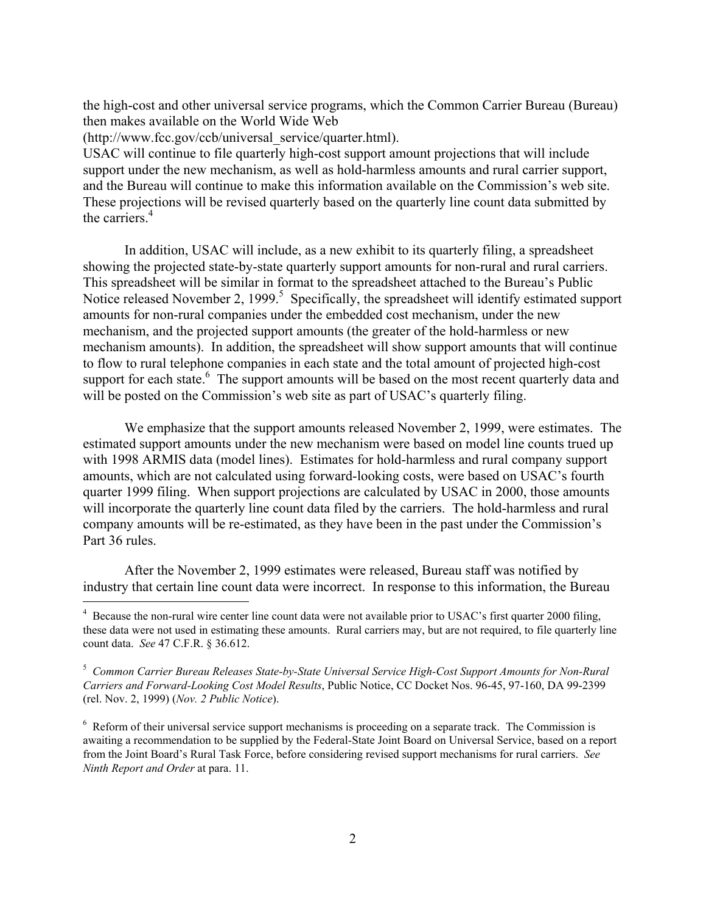the high-cost and other universal service programs, which the Common Carrier Bureau (Bureau) then makes available on the World Wide Web (http://www.fcc.gov/ccb/universal_service/quarter.html). USAC will continue to file quarterly high-cost support amount projections that will include support under the new mechanism, as well as hold-harmless amounts and rural carrier support, and the Bureau will continue to make this information available on the Commission's web site. These projections will be revised quarterly based on the quarterly line count data submitted by the carriers.[4]

In addition, USAC will include, as a new exhibit to its quarterly filing, a spreadsheet showing the projected state-by-state quarterly support amounts for non-rural and rural carriers. This spreadsheet will be similar in format to the spreadsheet attached to the Bureau's Public Notice released November 2, 1999.[5] Specifically, the spreadsheet will identify estimated support amounts for non-rural companies under the embedded cost mechanism, under the new mechanism, and the projected support amounts (the greater of the hold-harmless or new mechanism amounts). In addition, the spreadsheet will show support amounts that will continue to flow to rural telephone companies in each state and the total amount of projected high-cost support for each state.[6] The support amounts will be based on the most recent quarterly data and will be posted on the Commission's web site as part of USAC's quarterly filing.

We emphasize that the support amounts released November 2, 1999, were estimates. The estimated support amounts under the new mechanism were based on model line counts trued up with 1998 ARMIS data (model lines). Estimates for hold-harmless and rural company support amounts, which are not calculated using forward-looking costs, were based on USAC's fourth quarter 1999 filing. When support projections are calculated by USAC in 2000, those amounts will incorporate the quarterly line count data filed by the carriers. The hold-harmless and rural company amounts will be re-estimated, as they have been in the past under the Commission's Part 36 rules.

After the November 2, 1999 estimates were released, Bureau staff was notified by industry that certain line count data were incorrect. In response to this information, the Bureau

---

[4] Because the non-rural wire center line count data were not available prior to USAC's first quarter 2000 filing, these data were not used in estimating these amounts. Rural carriers may, but are not required, to file quarterly line count data. *See* 47 C.F.R. § 36.612.

[5] *Common Carrier Bureau Releases State-by-State Universal Service High-Cost Support Amounts for Non-Rural Carriers and Forward-Looking Cost Model Results*, Public Notice, CC Docket Nos. 96-45, 97-160, DA 99-2399 (rel. Nov. 2, 1999) (*Nov. 2 Public Notice*).

[6] Reform of their universal service support mechanisms is proceeding on a separate track. The Commission is awaiting a recommendation to be supplied by the Federal-State Joint Board on Universal Service, based on a report from the Joint Board's Rural Task Force, before considering revised support mechanisms for rural carriers. *See Ninth Report and Order* at para. 11.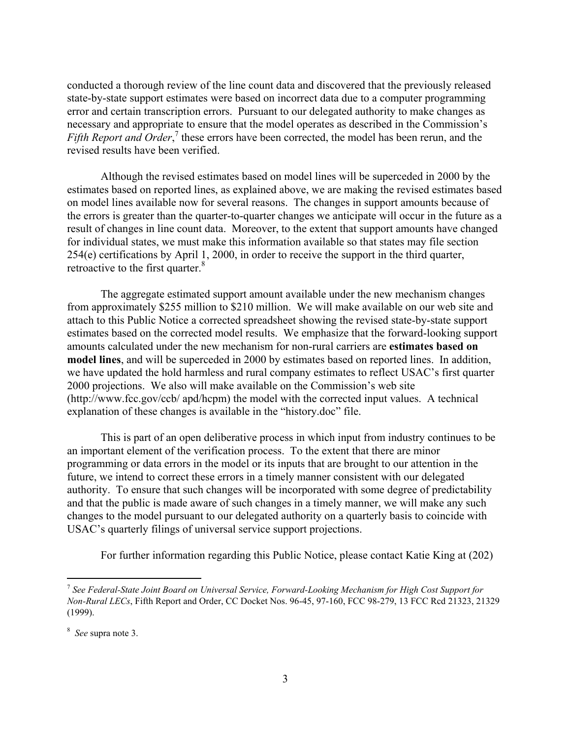conducted a thorough review of the line count data and discovered that the previously released state-by-state support estimates were based on incorrect data due to a computer programming error and certain transcription errors. Pursuant to our delegated authority to make changes as necessary and appropriate to ensure that the model operates as described in the Commission's *Fifth Report and Order*,[7] these errors have been corrected, the model has been rerun, and the revised results have been verified.

Although the revised estimates based on model lines will be superceded in 2000 by the estimates based on reported lines, as explained above, we are making the revised estimates based on model lines available now for several reasons. The changes in support amounts because of the errors is greater than the quarter-to-quarter changes we anticipate will occur in the future as a result of changes in line count data. Moreover, to the extent that support amounts have changed for individual states, we must make this information available so that states may file section 254(e) certifications by April 1, 2000, in order to receive the support in the third quarter, retroactive to the first quarter.[8]

The aggregate estimated support amount available under the new mechanism changes from approximately $255 million to $210 million. We will make available on our web site and attach to this Public Notice a corrected spreadsheet showing the revised state-by-state support estimates based on the corrected model results. We emphasize that the forward-looking support amounts calculated under the new mechanism for non-rural carriers are **estimates based on model lines**, and will be superceded in 2000 by estimates based on reported lines. In addition, we have updated the hold harmless and rural company estimates to reflect USAC's first quarter 2000 projections. We also will make available on the Commission's web site (http://www.fcc.gov/ccb/ apd/hcpm) the model with the corrected input values. A technical explanation of these changes is available in the "history.doc" file.

This is part of an open deliberative process in which input from industry continues to be an important element of the verification process. To the extent that there are minor programming or data errors in the model or its inputs that are brought to our attention in the future, we intend to correct these errors in a timely manner consistent with our delegated authority. To ensure that such changes will be incorporated with some degree of predictability and that the public is made aware of such changes in a timely manner, we will make any such changes to the model pursuant to our delegated authority on a quarterly basis to coincide with USAC's quarterly filings of universal service support projections.

For further information regarding this Public Notice, please contact Katie King at (202)

---

[7] *See Federal-State Joint Board on Universal Service, Forward-Looking Mechanism for High Cost Support for Non-Rural LECs*, Fifth Report and Order, CC Docket Nos. 96-45, 97-160, FCC 98-279, 13 FCC Rcd 21323, 21329 (1999).

[8] *See* supra note 3.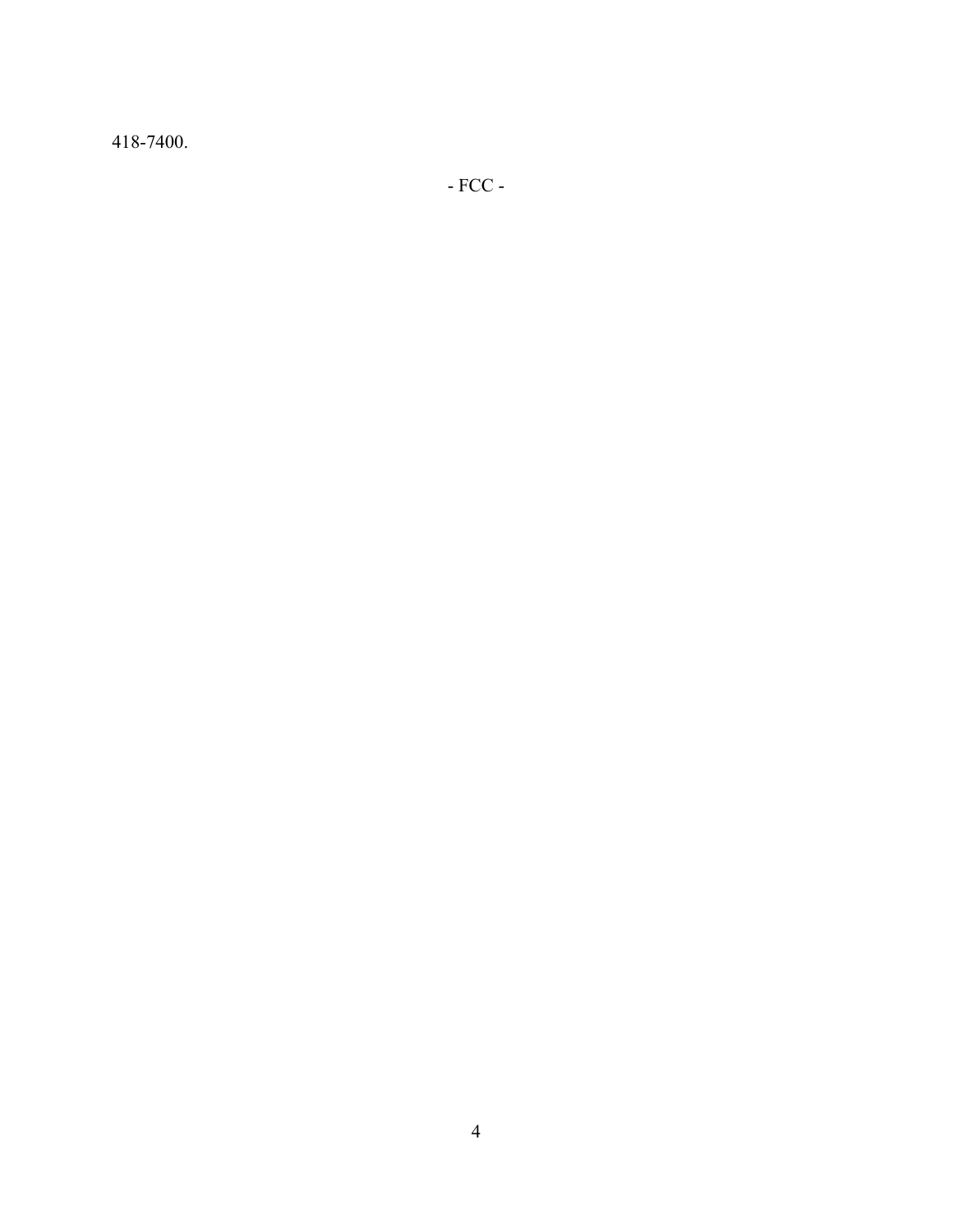418-7400.

- FCC -